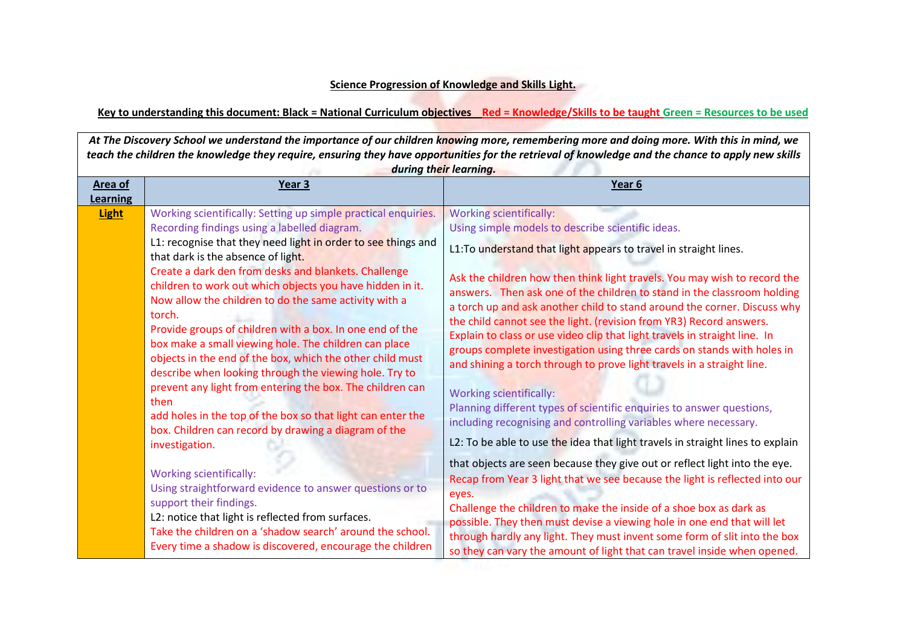**Science Progression of Knowledge and Skills Light.**

**Key to understanding this document: Black = National Curriculum objectives Red = Knowledge/Skills to be taught Green = Resources to be used**

***At The Discovery School we understand the importance of our children knowing more, remembering more and doing more. With this in mind, we teach the children the knowledge they require, ensuring they have opportunities for the retrieval of knowledge and the chance to apply new skills during their learning.***

| Area of Learning | Year 3 | Year 6 |
|---|---|---|
| **Light** | Working scientifically: Setting up simple practical enquiries. Recording findings using a labelled diagram.<br>L1: recognise that they need light in order to see things and that dark is the absence of light.<br>Create a dark den from desks and blankets. Challenge children to work out which objects you have hidden in it. Now allow the children to do the same activity with a torch.<br>Provide groups of children with a box. In one end of the box make a small viewing hole. The children can place objects in the end of the box, which the other child must describe when looking through the viewing hole. Try to prevent any light from entering the box. The children can then<br>add holes in the top of the box so that light can enter the box. Children can record by drawing a diagram of the investigation.<br><br>Working scientifically:<br>Using straightforward evidence to answer questions or to support their findings.<br>L2: notice that light is reflected from surfaces.<br>Take the children on a 'shadow search' around the school. Every time a shadow is discovered, encourage the children | Working scientifically:<br>Using simple models to describe scientific ideas.<br>L1:To understand that light appears to travel in straight lines.<br><br>Ask the children how then think light travels. You may wish to record the answers. Then ask one of the children to stand in the classroom holding a torch up and ask another child to stand around the corner. Discuss why the child cannot see the light. (revision from YR3) Record answers.<br>Explain to class or use video clip that light travels in straight line. In groups complete investigation using three cards on stands with holes in and shining a torch through to prove light travels in a straight line.<br><br>Working scientifically:<br>Planning different types of scientific enquiries to answer questions, including recognising and controlling variables where necessary.<br>L2: To be able to use the idea that light travels in straight lines to explain that objects are seen because they give out or reflect light into the eye.<br>Recap from Year 3 light that we see because the light is reflected into our eyes.<br>Challenge the children to make the inside of a shoe box as dark as possible. They then must devise a viewing hole in one end that will let through hardly any light. They must invent some form of slit into the box so they can vary the amount of light that can travel inside when opened. |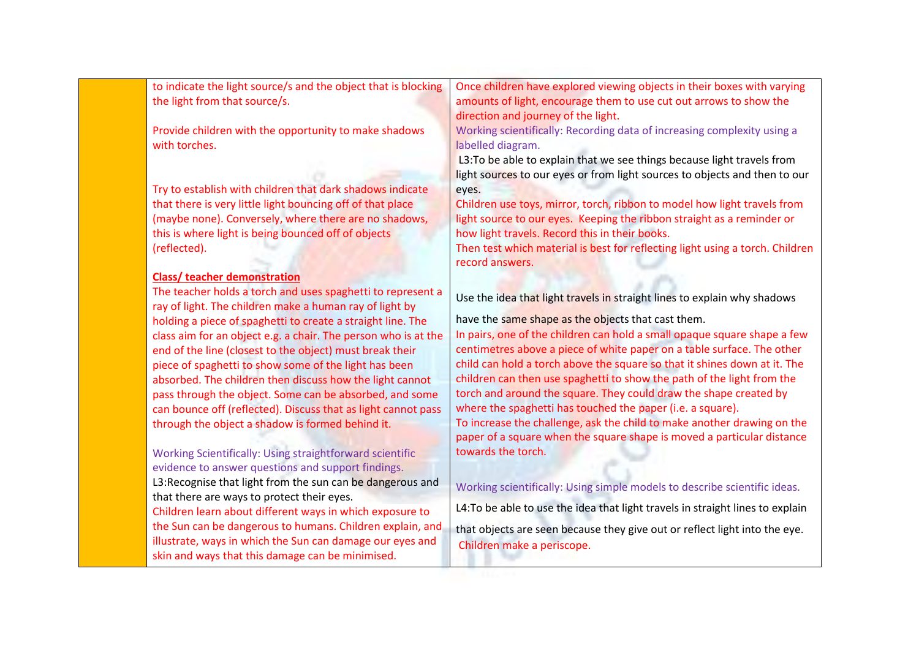| | | |
|---|---|---|
| | to indicate the light source/s and the object that is blocking the light from that source/s.<br><br>Provide children with the opportunity to make shadows with torches.<br><br>Try to establish with children that dark shadows indicate that there is very little light bouncing off of that place (maybe none). Conversely, where there are no shadows, this is where light is being bounced off of objects (reflected).<br><br>**Class/ teacher demonstration**<br>The teacher holds a torch and uses spaghetti to represent a ray of light. The children make a human ray of light by holding a piece of spaghetti to create a straight line. The class aim for an object e.g. a chair. The person who is at the end of the line (closest to the object) must break their piece of spaghetti to show some of the light has been absorbed. The children then discuss how the light cannot pass through the object. Some can be absorbed, and some can bounce off (reflected). Discuss that as light cannot pass through the object a shadow is formed behind it.<br><br>Working Scientifically: Using straightforward scientific evidence to answer questions and support findings.<br>L3:Recognise that light from the sun can be dangerous and that there are ways to protect their eyes.<br>Children learn about different ways in which exposure to the Sun can be dangerous to humans. Children explain, and illustrate, ways in which the Sun can damage our eyes and skin and ways that this damage can be minimised. | Once children have explored viewing objects in their boxes with varying amounts of light, encourage them to use cut out arrows to show the direction and journey of the light.<br>Working scientifically: Recording data of increasing complexity using a labelled diagram.<br>L3:To be able to explain that we see things because light travels from light sources to our eyes or from light sources to objects and then to our eyes.<br>Children use toys, mirror, torch, ribbon to model how light travels from light source to our eyes. Keeping the ribbon straight as a reminder or how light travels. Record this in their books.<br>Then test which material is best for reflecting light using a torch. Children record answers.<br><br>Use the idea that light travels in straight lines to explain why shadows have the same shape as the objects that cast them.<br>In pairs, one of the children can hold a small opaque square shape a few centimetres above a piece of white paper on a table surface. The other child can hold a torch above the square so that it shines down at it. The children can then use spaghetti to show the path of the light from the torch and around the square. They could draw the shape created by where the spaghetti has touched the paper (i.e. a square).<br>To increase the challenge, ask the child to make another drawing on the paper of a square when the square shape is moved a particular distance towards the torch.<br><br>Working scientifically: Using simple models to describe scientific ideas.<br>L4:To be able to use the idea that light travels in straight lines to explain that objects are seen because they give out or reflect light into the eye.<br>Children make a periscope. |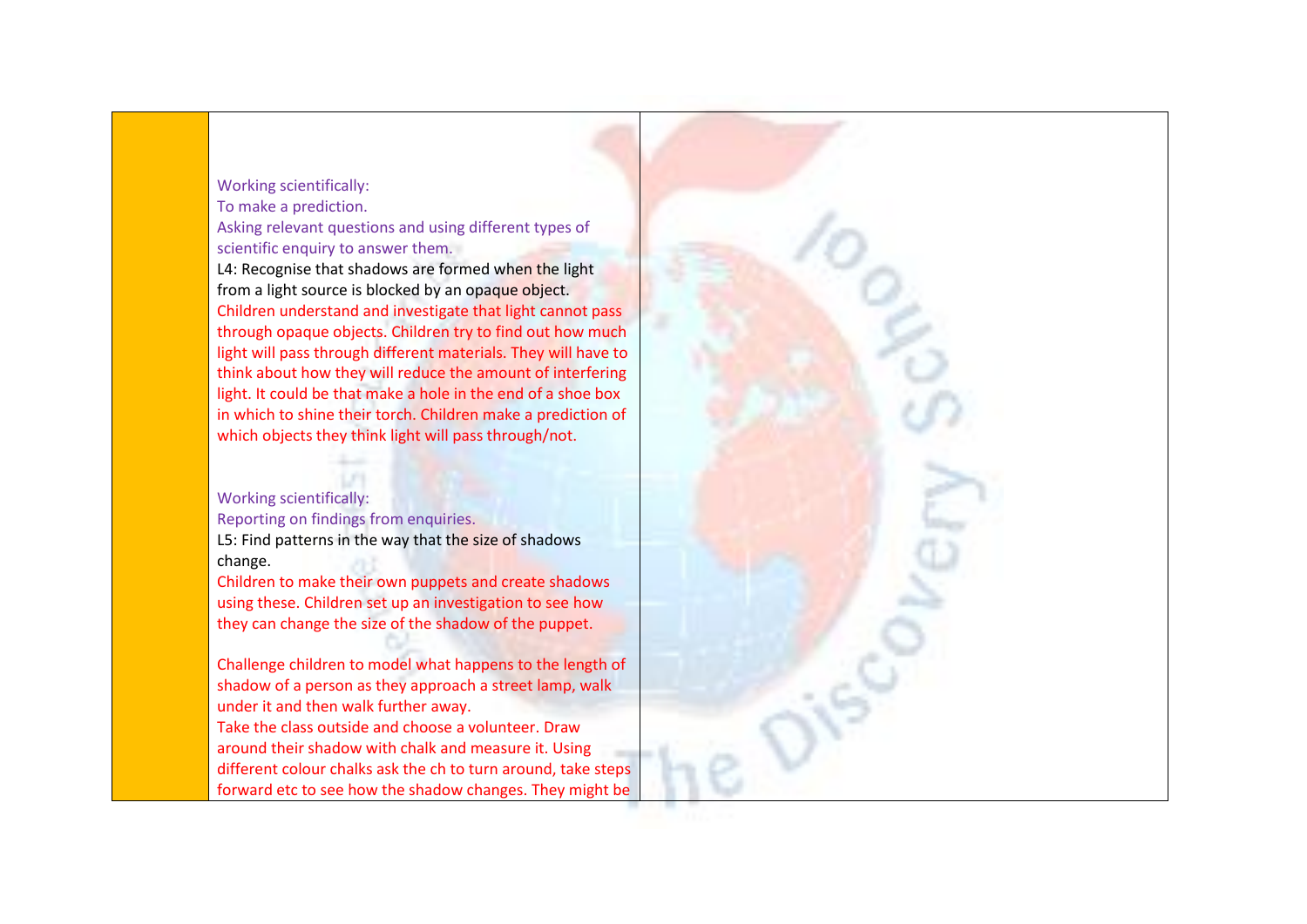| | | |
|---|---|---|
| | Working scientifically:<br>To make a prediction.<br>Asking relevant questions and using different types of scientific enquiry to answer them.<br>L4: Recognise that shadows are formed when the light from a light source is blocked by an opaque object.<br>Children understand and investigate that light cannot pass through opaque objects. Children try to find out how much light will pass through different materials. They will have to think about how they will reduce the amount of interfering light. It could be that make a hole in the end of a shoe box in which to shine their torch. Children make a prediction of which objects they think light will pass through/not.<br><br>Working scientifically:<br>Reporting on findings from enquiries.<br>L5: Find patterns in the way that the size of shadows change.<br>Children to make their own puppets and create shadows using these. Children set up an investigation to see how they can change the size of the shadow of the puppet.<br><br>Challenge children to model what happens to the length of shadow of a person as they approach a street lamp, walk under it and then walk further away.<br>Take the class outside and choose a volunteer. Draw around their shadow with chalk and measure it. Using different colour chalks ask the ch to turn around, take steps forward etc to see how the shadow changes. They might be | |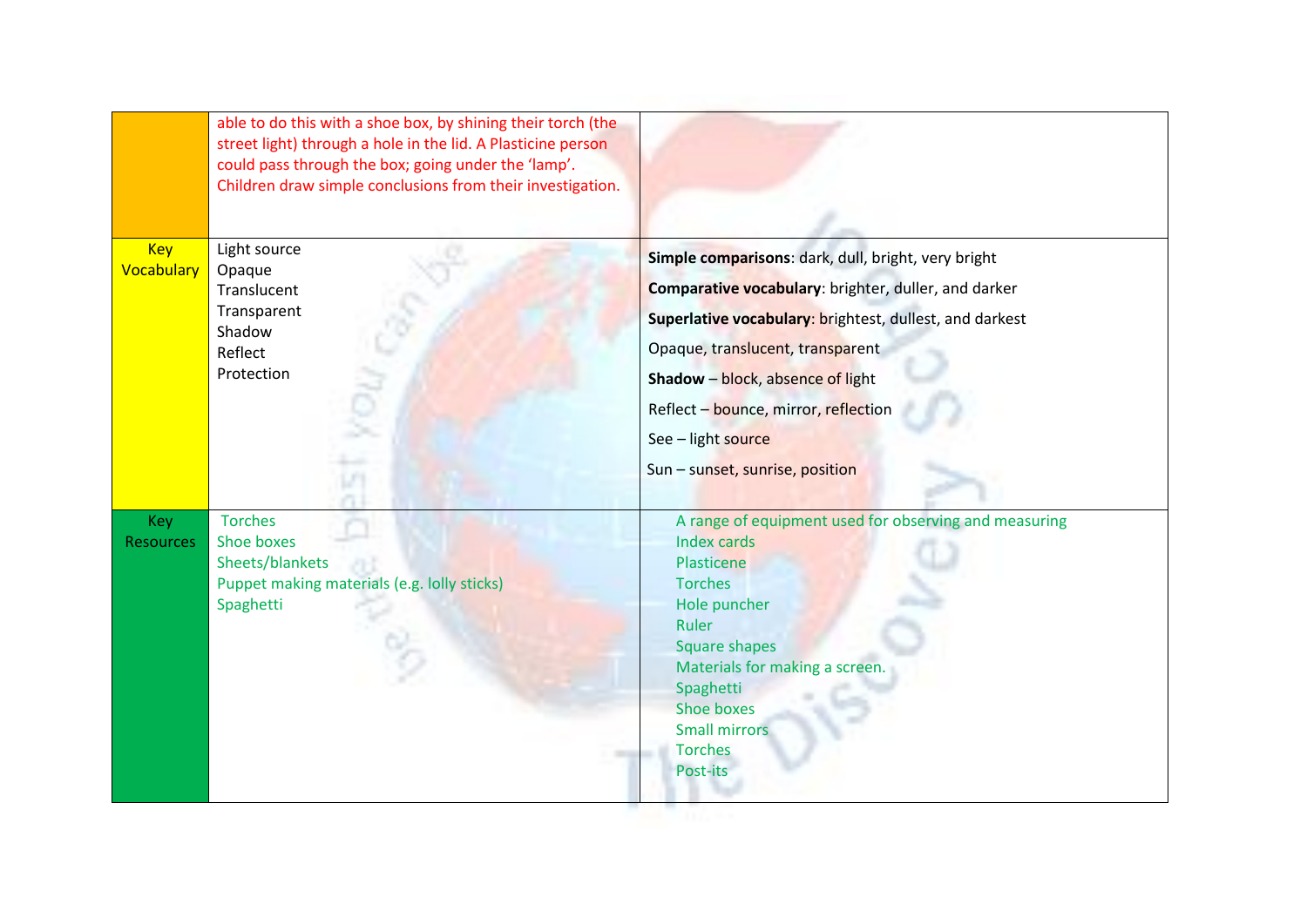|  |  |  |
|---|---|---|
|  | able to do this with a shoe box, by shining their torch (the street light) through a hole in the lid. A Plasticine person could pass through the box; going under the 'lamp'. Children draw simple conclusions from their investigation. |  |
| Key Vocabulary | Light source<br>Opaque<br>Translucent<br>Transparent<br>Shadow<br>Reflect<br>Protection | **Simple comparisons**: dark, dull, bright, very bright<br>**Comparative vocabulary**: brighter, duller, and darker<br>**Superlative vocabulary**: brightest, dullest, and darkest<br>Opaque, translucent, transparent<br>**Shadow** – block, absence of light<br>Reflect – bounce, mirror, reflection<br>See – light source<br>Sun – sunset, sunrise, position |
| Key Resources | Torches<br>Shoe boxes<br>Sheets/blankets<br>Puppet making materials (e.g. lolly sticks)<br>Spaghetti | A range of equipment used for observing and measuring<br>Index cards<br>Plasticene<br>Torches<br>Hole puncher<br>Ruler<br>Square shapes<br>Materials for making a screen.<br>Spaghetti<br>Shoe boxes<br>Small mirrors<br>Torches<br>Post-its |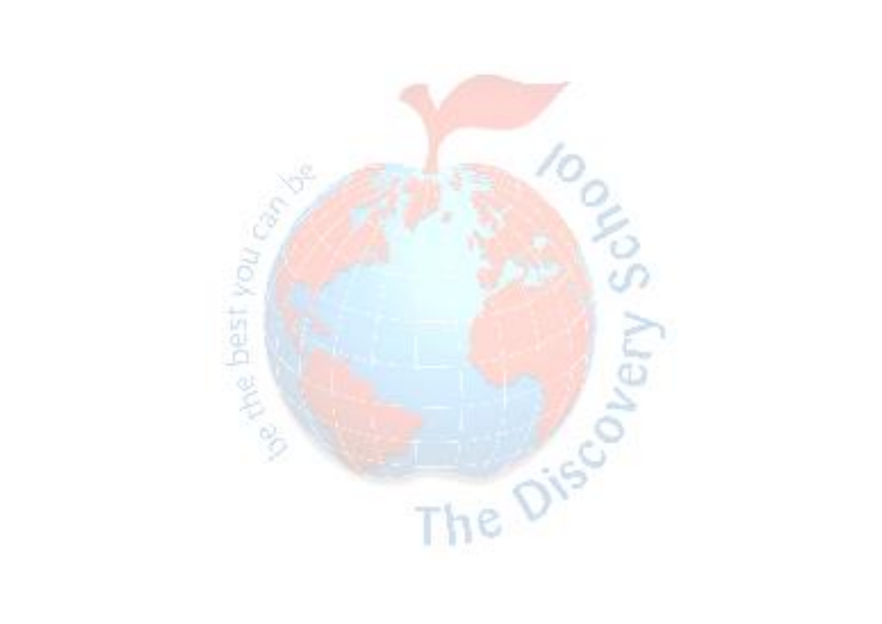be the best you can be

The Discovery School